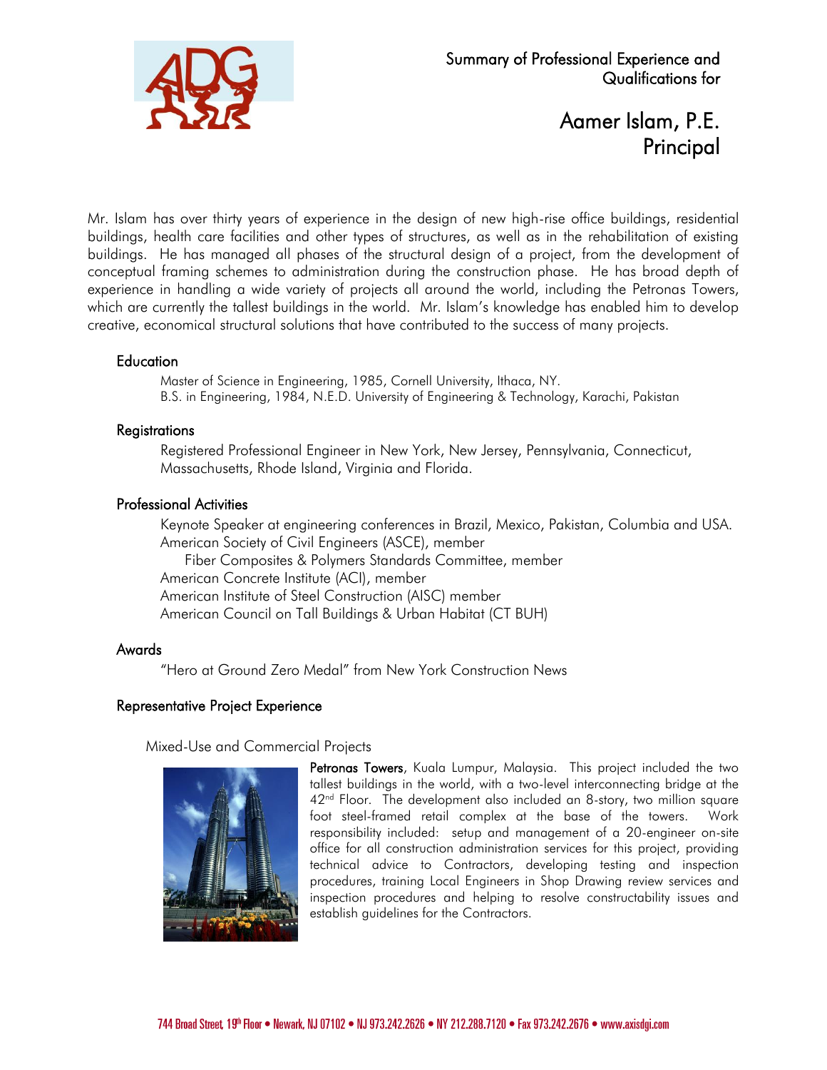Summary of Professional Experience and Qualifications for

# Aamer Islam, P.E.
## Principal

Mr. Islam has over thirty years of experience in the design of new high-rise office buildings, residential buildings, health care facilities and other types of structures, as well as in the rehabilitation of existing buildings. He has managed all phases of the structural design of a project, from the development of conceptual framing schemes to administration during the construction phase. He has broad depth of experience in handling a wide variety of projects all around the world, including the Petronas Towers, which are currently the tallest buildings in the world. Mr. Islam's knowledge has enabled him to develop creative, economical structural solutions that have contributed to the success of many projects.

### Education

Master of Science in Engineering, 1985, Cornell University, Ithaca, NY.
B.S. in Engineering, 1984, N.E.D. University of Engineering & Technology, Karachi, Pakistan

### Registrations

Registered Professional Engineer in New York, New Jersey, Pennsylvania, Connecticut, Massachusetts, Rhode Island, Virginia and Florida.

### Professional Activities

Keynote Speaker at engineering conferences in Brazil, Mexico, Pakistan, Columbia and USA.
American Society of Civil Engineers (ASCE), member
 Fiber Composites & Polymers Standards Committee, member
American Concrete Institute (ACI), member
American Institute of Steel Construction (AISC) member
American Council on Tall Buildings & Urban Habitat (CT BUH)

### Awards

"Hero at Ground Zero Medal" from New York Construction News

### Representative Project Experience

Mixed-Use and Commercial Projects

**Petronas Towers**, Kuala Lumpur, Malaysia. This project included the two tallest buildings in the world, with a two-level interconnecting bridge at the 42nd Floor. The development also included an 8-story, two million square foot steel-framed retail complex at the base of the towers. Work responsibility included: setup and management of a 20-engineer on-site office for all construction administration services for this project, providing technical advice to Contractors, developing testing and inspection procedures, training Local Engineers in Shop Drawing review services and inspection procedures and helping to resolve constructability issues and establish guidelines for the Contractors.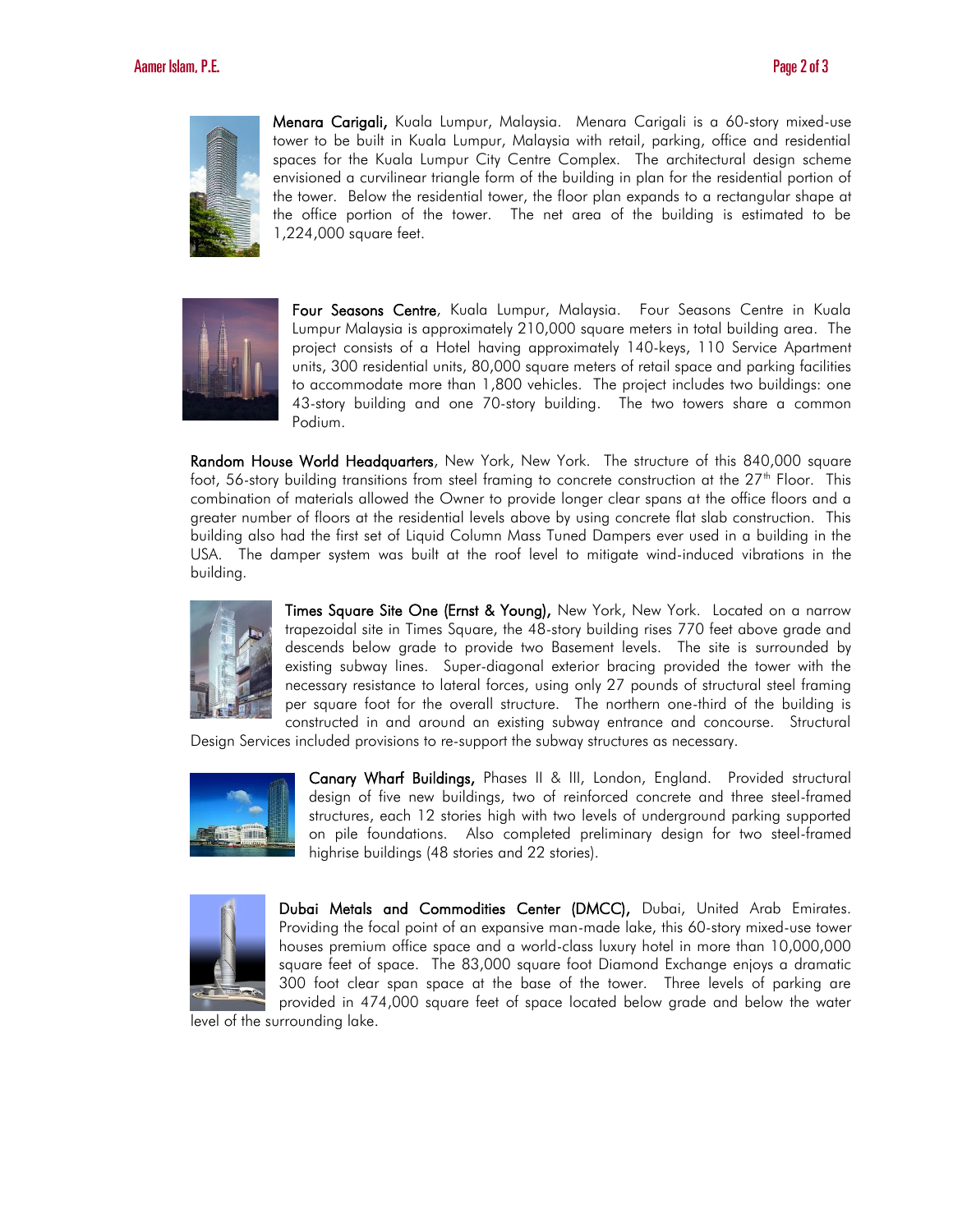**Menara Carigali,** Kuala Lumpur, Malaysia. Menara Carigali is a 60-story mixed-use tower to be built in Kuala Lumpur, Malaysia with retail, parking, office and residential spaces for the Kuala Lumpur City Centre Complex. The architectural design scheme envisioned a curvilinear triangle form of the building in plan for the residential portion of the tower. Below the residential tower, the floor plan expands to a rectangular shape at the office portion of the tower. The net area of the building is estimated to be 1,224,000 square feet.

**Four Seasons Centre**, Kuala Lumpur, Malaysia. Four Seasons Centre in Kuala Lumpur Malaysia is approximately 210,000 square meters in total building area. The project consists of a Hotel having approximately 140-keys, 110 Service Apartment units, 300 residential units, 80,000 square meters of retail space and parking facilities to accommodate more than 1,800 vehicles. The project includes two buildings: one 43-story building and one 70-story building. The two towers share a common Podium.

**Random House World Headquarters**, New York, New York. The structure of this 840,000 square foot, 56-story building transitions from steel framing to concrete construction at the 27th Floor. This combination of materials allowed the Owner to provide longer clear spans at the office floors and a greater number of floors at the residential levels above by using concrete flat slab construction. This building also had the first set of Liquid Column Mass Tuned Dampers ever used in a building in the USA. The damper system was built at the roof level to mitigate wind-induced vibrations in the building.

**Times Square Site One (Ernst & Young),** New York, New York. Located on a narrow trapezoidal site in Times Square, the 48-story building rises 770 feet above grade and descends below grade to provide two Basement levels. The site is surrounded by existing subway lines. Super-diagonal exterior bracing provided the tower with the necessary resistance to lateral forces, using only 27 pounds of structural steel framing per square foot for the overall structure. The northern one-third of the building is constructed in and around an existing subway entrance and concourse. Structural Design Services included provisions to re-support the subway structures as necessary.

**Canary Wharf Buildings,** Phases II & III, London, England. Provided structural design of five new buildings, two of reinforced concrete and three steel-framed structures, each 12 stories high with two levels of underground parking supported on pile foundations. Also completed preliminary design for two steel-framed highrise buildings (48 stories and 22 stories).

**Dubai Metals and Commodities Center (DMCC),** Dubai, United Arab Emirates. Providing the focal point of an expansive man-made lake, this 60-story mixed-use tower houses premium office space and a world-class luxury hotel in more than 10,000,000 square feet of space. The 83,000 square foot Diamond Exchange enjoys a dramatic 300 foot clear span space at the base of the tower. Three levels of parking are provided in 474,000 square feet of space located below grade and below the water level of the surrounding lake.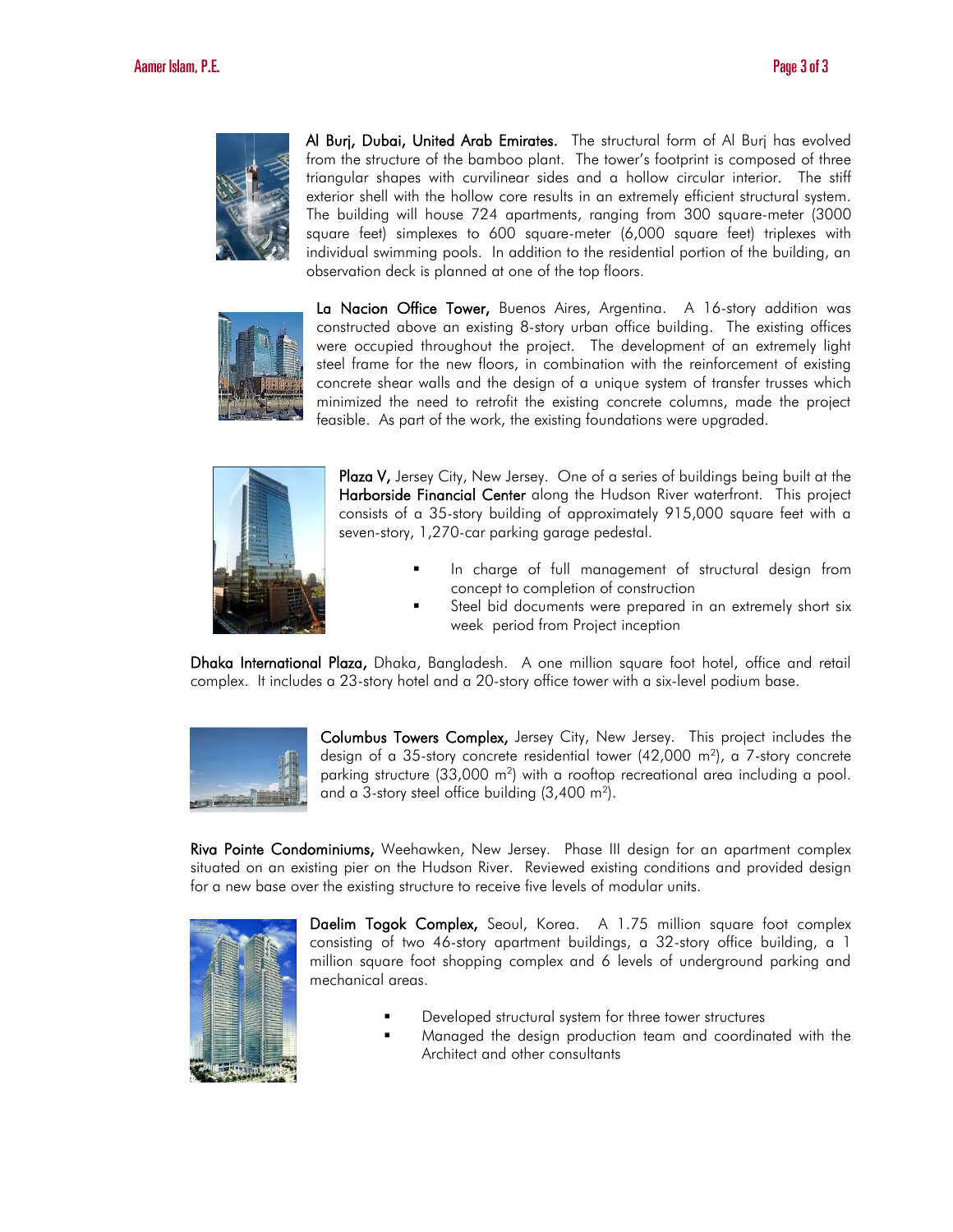**Al Burj, Dubai, United Arab Emirates.** The structural form of Al Burj has evolved from the structure of the bamboo plant. The tower's footprint is composed of three triangular shapes with curvilinear sides and a hollow circular interior. The stiff exterior shell with the hollow core results in an extremely efficient structural system. The building will house 724 apartments, ranging from 300 square-meter (3000 square feet) simplexes to 600 square-meter (6,000 square feet) triplexes with individual swimming pools. In addition to the residential portion of the building, an observation deck is planned at one of the top floors.

**La Nacion Office Tower,** Buenos Aires, Argentina. A 16-story addition was constructed above an existing 8-story urban office building. The existing offices were occupied throughout the project. The development of an extremely light steel frame for the new floors, in combination with the reinforcement of existing concrete shear walls and the design of a unique system of transfer trusses which minimized the need to retrofit the existing concrete columns, made the project feasible. As part of the work, the existing foundations were upgraded.

**Plaza V,** Jersey City, New Jersey. One of a series of buildings being built at the **Harborside Financial Center** along the Hudson River waterfront. This project consists of a 35-story building of approximately 915,000 square feet with a seven-story, 1,270-car parking garage pedestal.

- In charge of full management of structural design from concept to completion of construction
- Steel bid documents were prepared in an extremely short six week period from Project inception

**Dhaka International Plaza,** Dhaka, Bangladesh. A one million square foot hotel, office and retail complex. It includes a 23-story hotel and a 20-story office tower with a six-level podium base.

**Columbus Towers Complex,** Jersey City, New Jersey. This project includes the design of a 35-story concrete residential tower (42,000 $m^2$), a 7-story concrete parking structure (33,000 $m^2$) with a rooftop recreational area including a pool. and a 3-story steel office building (3,400 $m^2$).

**Riva Pointe Condominiums,** Weehawken, New Jersey. Phase III design for an apartment complex situated on an existing pier on the Hudson River. Reviewed existing conditions and provided design for a new base over the existing structure to receive five levels of modular units.

**Daelim Togok Complex,** Seoul, Korea. A 1.75 million square foot complex consisting of two 46-story apartment buildings, a 32-story office building, a 1 million square foot shopping complex and 6 levels of underground parking and mechanical areas.

- Developed structural system for three tower structures
- Managed the design production team and coordinated with the Architect and other consultants